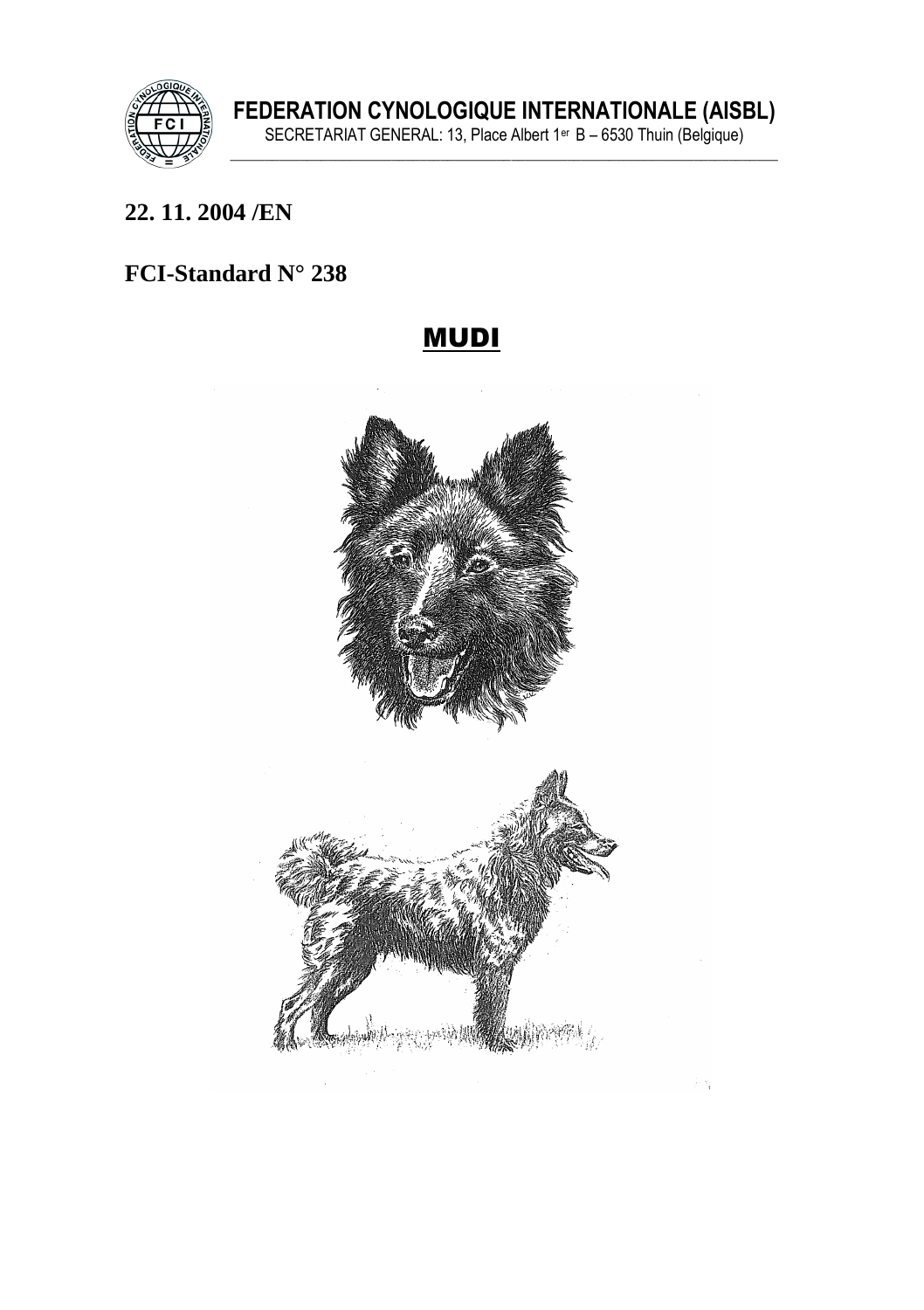**FEDERATION CYNOLOGIQUE INTERNATIONALE (AISBL)**

SECRETARIAT GENERAL: 13, Place Albert 1er B – 6530 Thuin (Belgique)

**22. 11. 2004 /EN**

**FCI-Standard N° 238**

# MUDI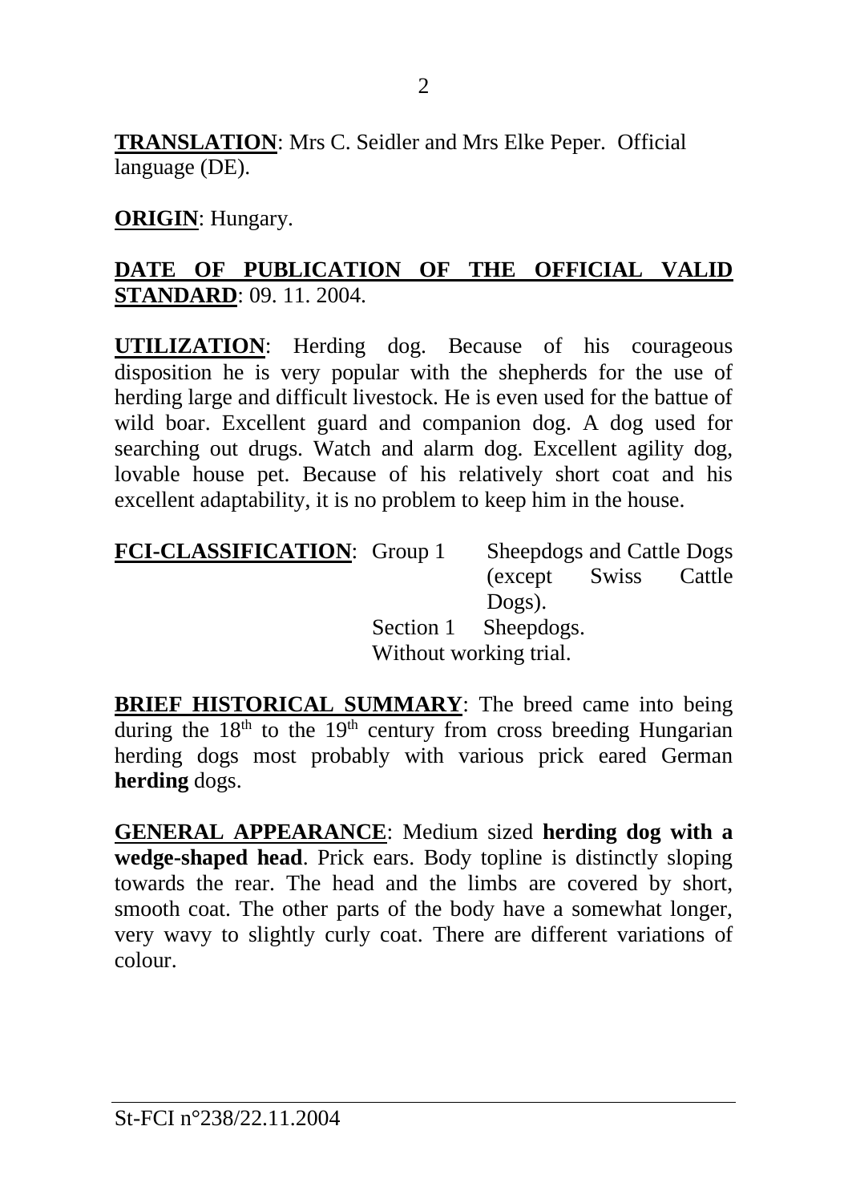**TRANSLATION**: Mrs C. Seidler and Mrs Elke Peper. Official language (DE).

**ORIGIN**: Hungary.

**DATE OF PUBLICATION OF THE OFFICIAL VALID STANDARD**: 09. 11. 2004.

**UTILIZATION**: Herding dog. Because of his courageous disposition he is very popular with the shepherds for the use of herding large and difficult livestock. He is even used for the battue of wild boar. Excellent guard and companion dog. A dog used for searching out drugs. Watch and alarm dog. Excellent agility dog, lovable house pet. Because of his relatively short coat and his excellent adaptability, it is no problem to keep him in the house.

**FCI-CLASSIFICATION**: Group 1 Sheepdogs and Cattle Dogs (except Swiss Cattle Dogs).
Section 1 Sheepdogs.
Without working trial.

**BRIEF HISTORICAL SUMMARY**: The breed came into being during the 18th to the 19th century from cross breeding Hungarian herding dogs most probably with various prick eared German **herding** dogs.

**GENERAL APPEARANCE**: Medium sized **herding dog with a wedge-shaped head**. Prick ears. Body topline is distinctly sloping towards the rear. The head and the limbs are covered by short, smooth coat. The other parts of the body have a somewhat longer, very wavy to slightly curly coat. There are different variations of colour.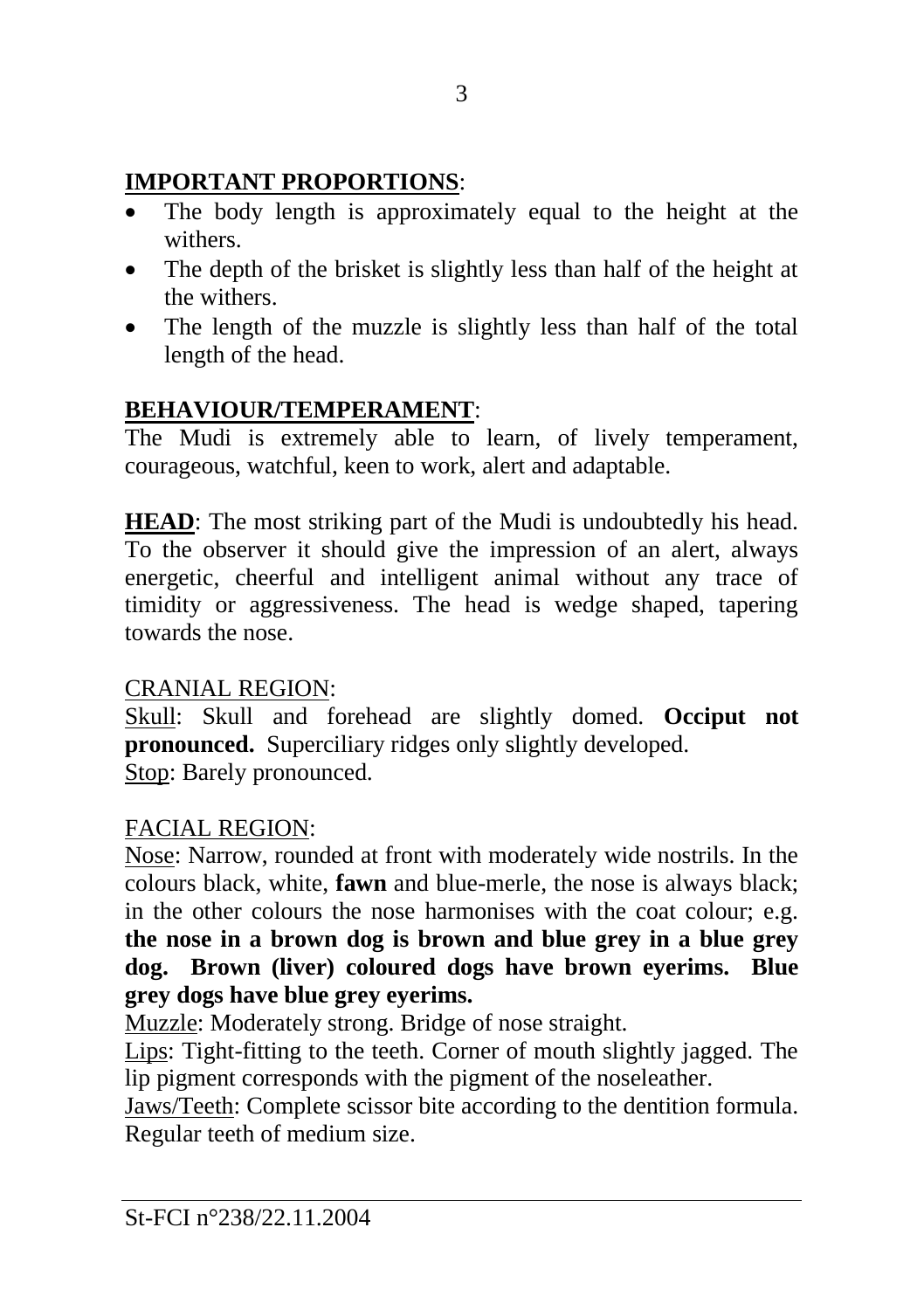## **IMPORTANT PROPORTIONS**:

- The body length is approximately equal to the height at the withers.
- The depth of the brisket is slightly less than half of the height at the withers.
- The length of the muzzle is slightly less than half of the total length of the head.

## **BEHAVIOUR/TEMPERAMENT**:

The Mudi is extremely able to learn, of lively temperament, courageous, watchful, keen to work, alert and adaptable.

**HEAD**: The most striking part of the Mudi is undoubtedly his head. To the observer it should give the impression of an alert, always energetic, cheerful and intelligent animal without any trace of timidity or aggressiveness. The head is wedge shaped, tapering towards the nose.

### CRANIAL REGION:

Skull: Skull and forehead are slightly domed. **Occiput not pronounced.** Superciliary ridges only slightly developed.
Stop: Barely pronounced.

### FACIAL REGION:

Nose: Narrow, rounded at front with moderately wide nostrils. In the colours black, white, **fawn** and blue-merle, the nose is always black; in the other colours the nose harmonises with the coat colour; e.g. **the nose in a brown dog is brown and blue grey in a blue grey dog. Brown (liver) coloured dogs have brown eyerims. Blue grey dogs have blue grey eyerims.**
Muzzle: Moderately strong. Bridge of nose straight.
Lips: Tight-fitting to the teeth. Corner of mouth slightly jagged. The lip pigment corresponds with the pigment of the noseleather.
Jaws/Teeth: Complete scissor bite according to the dentition formula. Regular teeth of medium size.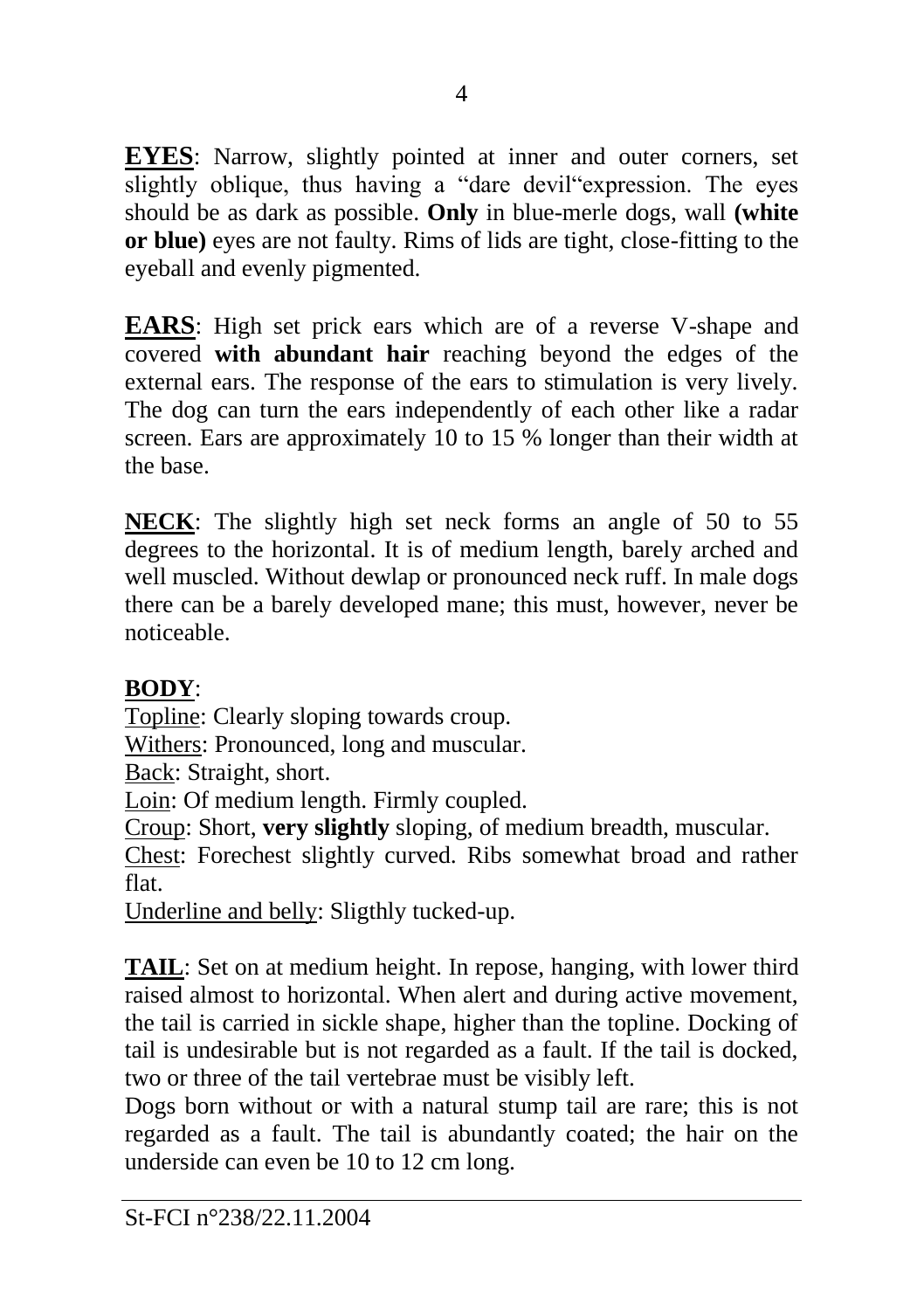**EYES**: Narrow, slightly pointed at inner and outer corners, set slightly oblique, thus having a "dare devil"expression. The eyes should be as dark as possible. **Only** in blue-merle dogs, wall **(white or blue)** eyes are not faulty. Rims of lids are tight, close-fitting to the eyeball and evenly pigmented.

**EARS**: High set prick ears which are of a reverse V-shape and covered **with abundant hair** reaching beyond the edges of the external ears. The response of the ears to stimulation is very lively. The dog can turn the ears independently of each other like a radar screen. Ears are approximately 10 to 15 % longer than their width at the base.

**NECK**: The slightly high set neck forms an angle of 50 to 55 degrees to the horizontal. It is of medium length, barely arched and well muscled. Without dewlap or pronounced neck ruff. In male dogs there can be a barely developed mane; this must, however, never be noticeable.

**BODY**:
Topline: Clearly sloping towards croup.
Withers: Pronounced, long and muscular.
Back: Straight, short.
Loin: Of medium length. Firmly coupled.
Croup: Short, **very slightly** sloping, of medium breadth, muscular.
Chest: Forechest slightly curved. Ribs somewhat broad and rather flat.
Underline and belly: Sligthly tucked-up.

**TAIL**: Set on at medium height. In repose, hanging, with lower third raised almost to horizontal. When alert and during active movement, the tail is carried in sickle shape, higher than the topline. Docking of tail is undesirable but is not regarded as a fault. If the tail is docked, two or three of the tail vertebrae must be visibly left.
Dogs born without or with a natural stump tail are rare; this is not regarded as a fault. The tail is abundantly coated; the hair on the underside can even be 10 to 12 cm long.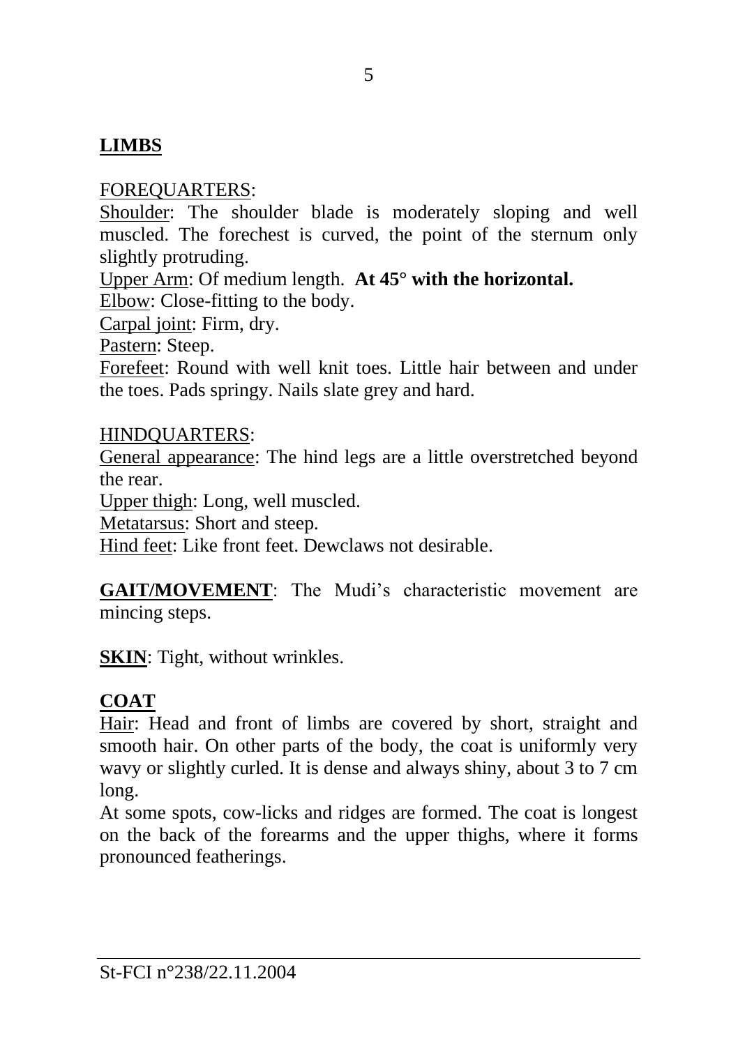## LIMBS

<u>FOREQUARTERS</u>:

<u>Shoulder</u>: The shoulder blade is moderately sloping and well muscled. The forechest is curved, the point of the sternum only slightly protruding.

<u>Upper Arm</u>: Of medium length. **At 45° with the horizontal.**

<u>Elbow</u>: Close-fitting to the body.

<u>Carpal joint</u>: Firm, dry.

<u>Pastern</u>: Steep.

<u>Forefeet</u>: Round with well knit toes. Little hair between and under the toes. Pads springy. Nails slate grey and hard.

<u>HINDQUARTERS</u>:

<u>General appearance</u>: The hind legs are a little overstretched beyond the rear.

<u>Upper thigh</u>: Long, well muscled.

<u>Metatarsus</u>: Short and steep.

<u>Hind feet</u>: Like front feet. Dewclaws not desirable.

**GAIT/MOVEMENT**: The Mudi's characteristic movement are mincing steps.

**SKIN**: Tight, without wrinkles.

## COAT

<u>Hair</u>: Head and front of limbs are covered by short, straight and smooth hair. On other parts of the body, the coat is uniformly very wavy or slightly curled. It is dense and always shiny, about 3 to 7 cm long.

At some spots, cow-licks and ridges are formed. The coat is longest on the back of the forearms and the upper thighs, where it forms pronounced featherings.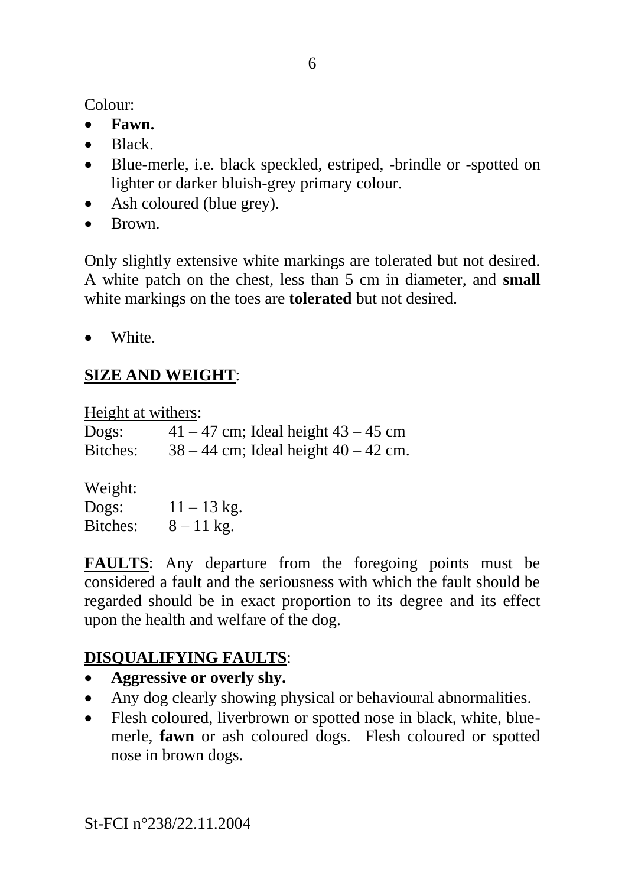<u>Colour</u>:

- **Fawn.**
- Black.
- Blue-merle, i.e. black speckled, estriped, -brindle or -spotted on lighter or darker bluish-grey primary colour.
- Ash coloured (blue grey).
- Brown.

Only slightly extensive white markings are tolerated but not desired. A white patch on the chest, less than 5 cm in diameter, and **small** white markings on the toes are **tolerated** but not desired.

- White.

## <u>SIZE AND WEIGHT</u>:

<u>Height at withers</u>:

Dogs: 41 – 47 cm; Ideal height 43 – 45 cm
Bitches: 38 – 44 cm; Ideal height 40 – 42 cm.

<u>Weight</u>:

Dogs: 11 – 13 kg.
Bitches: 8 – 11 kg.

**<u>FAULTS</u>**: Any departure from the foregoing points must be considered a fault and the seriousness with which the fault should be regarded should be in exact proportion to its degree and its effect upon the health and welfare of the dog.

## <u>DISQUALIFYING FAULTS</u>:

- **Aggressive or overly shy.**
- Any dog clearly showing physical or behavioural abnormalities.
- Flesh coloured, liverbrown or spotted nose in black, white, blue-merle, **fawn** or ash coloured dogs. Flesh coloured or spotted nose in brown dogs.

St-FCI n°238/22.11.2004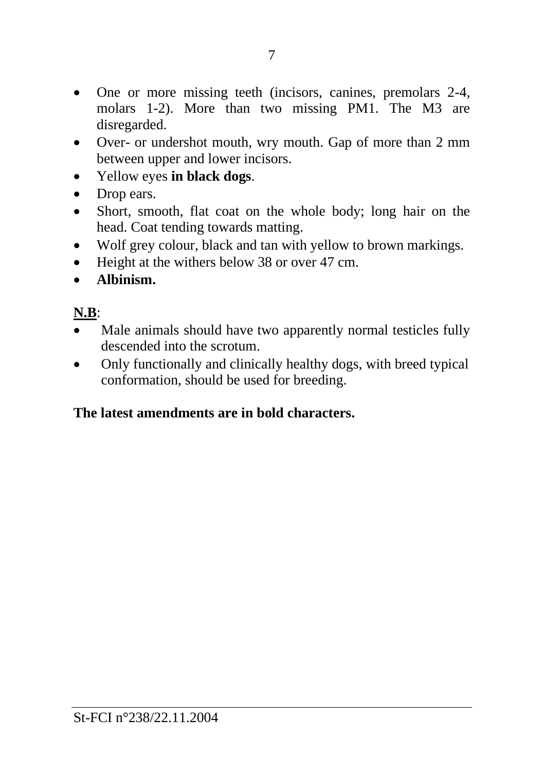- One or more missing teeth (incisors, canines, premolars 2-4, molars 1-2). More than two missing PM1. The M3 are disregarded.
- Over- or undershot mouth, wry mouth. Gap of more than 2 mm between upper and lower incisors.
- Yellow eyes **in black dogs**.
- Drop ears.
- Short, smooth, flat coat on the whole body; long hair on the head. Coat tending towards matting.
- Wolf grey colour, black and tan with yellow to brown markings.
- Height at the withers below 38 or over 47 cm.
- **Albinism.**

**N.B**:

- Male animals should have two apparently normal testicles fully descended into the scrotum.
- Only functionally and clinically healthy dogs, with breed typical conformation, should be used for breeding.

**The latest amendments are in bold characters.**

St-FCI n°238/22.11.2004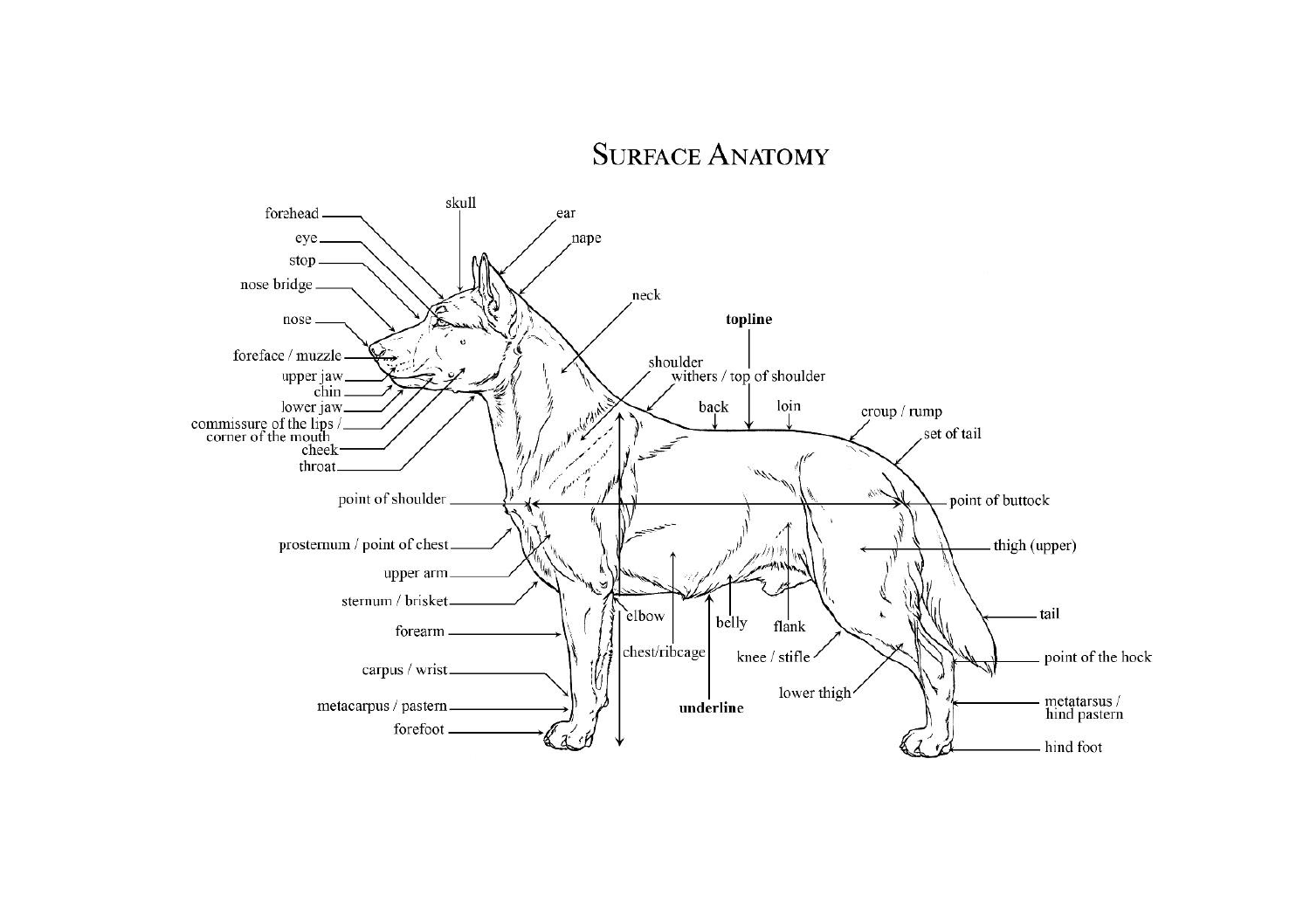# Surface Anatomy

forehead
eye
stop
nose bridge
nose
foreface / muzzle
upper jaw
chin
lower jaw
commissure of the lips / corner of the mouth
cheek
throat
skull
ear
nape
neck
**topline**
shoulder
withers / top of shoulder
back
loin
croup / rump
set of tail
point of shoulder
point of buttock
prosternum / point of chest
thigh (upper)
upper arm
sternum / brisket
elbow
belly
flank
tail
forearm
chest/ribcage
knee / stifle
point of the hock
carpus / wrist
lower thigh
metacarpus / pastern
**underline**
metatarsus / hind pastern
forefoot
hind foot